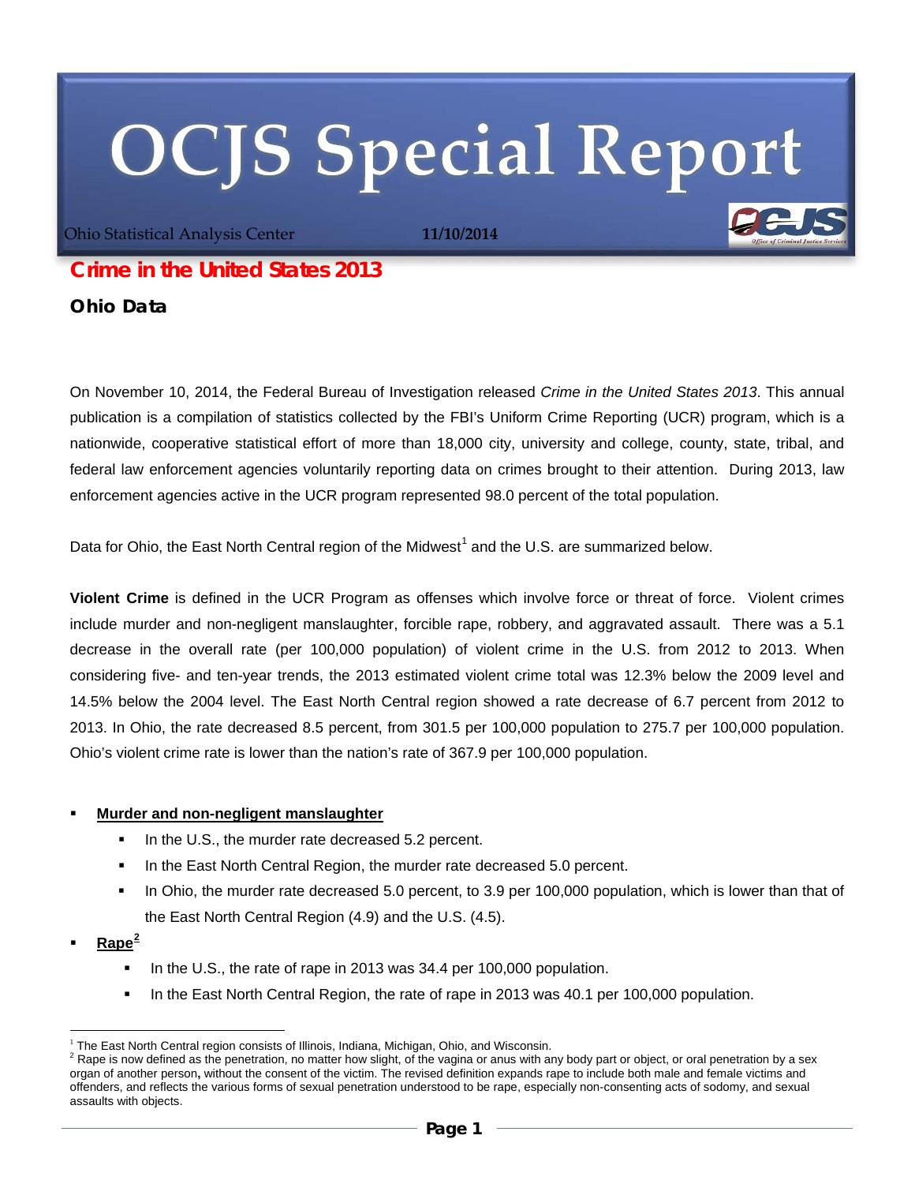# OCJS Special Report

Ohio Statistical Analysis Center 11/10/2014

## Crime in the United States 2013

### Ohio Data

On November 10, 2014, the Federal Bureau of Investigation released *Crime in the United States 2013*. This annual publication is a compilation of statistics collected by the FBI's Uniform Crime Reporting (UCR) program, which is a nationwide, cooperative statistical effort of more than 18,000 city, university and college, county, state, tribal, and federal law enforcement agencies voluntarily reporting data on crimes brought to their attention. During 2013, law enforcement agencies active in the UCR program represented 98.0 percent of the total population.

Data for Ohio, the East North Central region of the Midwest[1] and the U.S. are summarized below.

**Violent Crime** is defined in the UCR Program as offenses which involve force or threat of force. Violent crimes include murder and non-negligent manslaughter, forcible rape, robbery, and aggravated assault. There was a 5.1 decrease in the overall rate (per 100,000 population) of violent crime in the U.S. from 2012 to 2013. When considering five- and ten-year trends, the 2013 estimated violent crime total was 12.3% below the 2009 level and 14.5% below the 2004 level. The East North Central region showed a rate decrease of 6.7 percent from 2012 to 2013. In Ohio, the rate decreased 8.5 percent, from 301.5 per 100,000 population to 275.7 per 100,000 population. Ohio's violent crime rate is lower than the nation's rate of 367.9 per 100,000 population.

- **Murder and non-negligent manslaughter**
  - In the U.S., the murder rate decreased 5.2 percent.
  - In the East North Central Region, the murder rate decreased 5.0 percent.
  - In Ohio, the murder rate decreased 5.0 percent, to 3.9 per 100,000 population, which is lower than that of the East North Central Region (4.9) and the U.S. (4.5).
- **Rape[2]**
  - In the U.S., the rate of rape in 2013 was 34.4 per 100,000 population.
  - In the East North Central Region, the rate of rape in 2013 was 40.1 per 100,000 population.

---

[1] The East North Central region consists of Illinois, Indiana, Michigan, Ohio, and Wisconsin.

[2] Rape is now defined as the penetration, no matter how slight, of the vagina or anus with any body part or object, or oral penetration by a sex organ of another person, without the consent of the victim. The revised definition expands rape to include both male and female victims and offenders, and reflects the various forms of sexual penetration understood to be rape, especially non-consenting acts of sodomy, and sexual assaults with objects.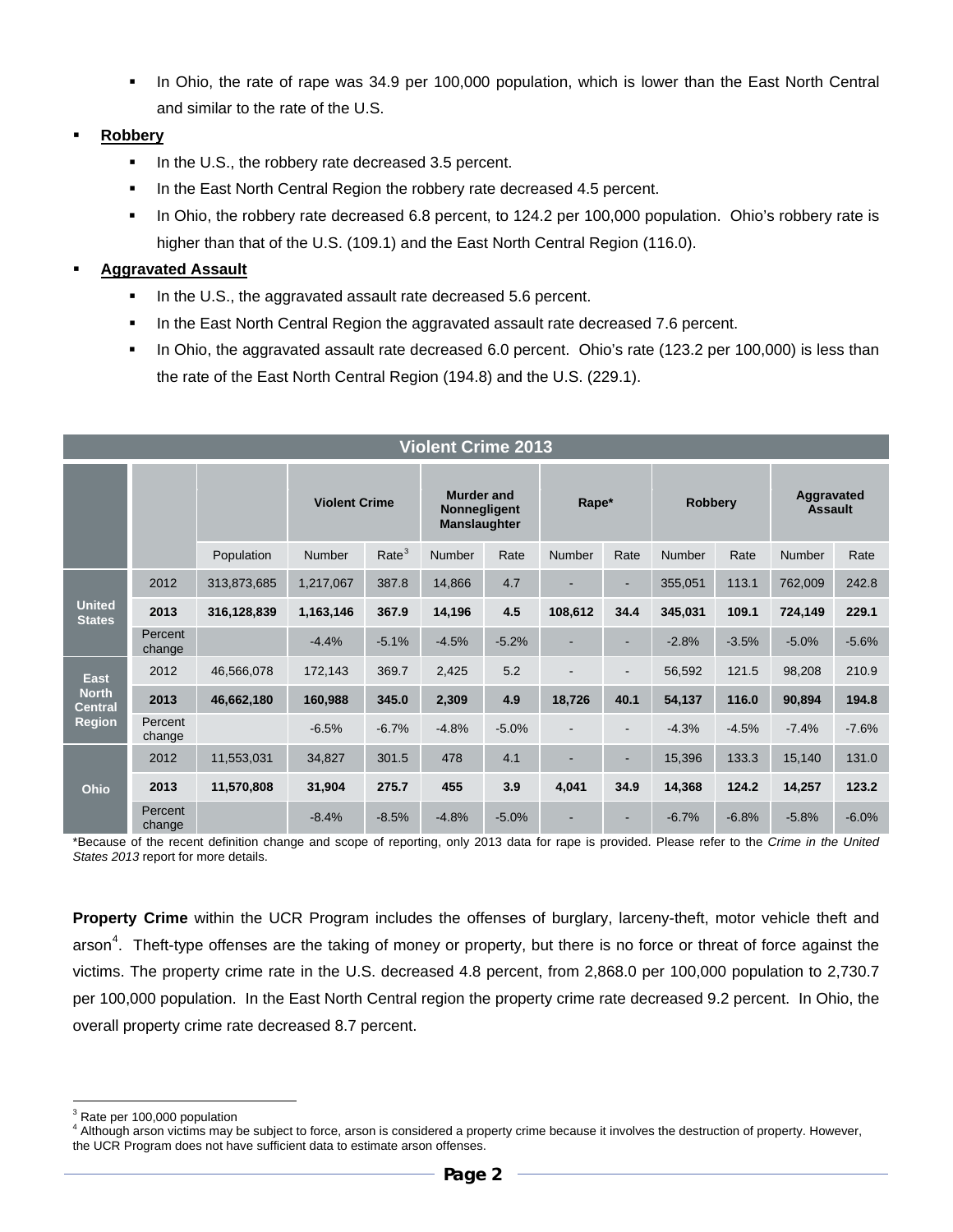- In Ohio, the rate of rape was 34.9 per 100,000 population, which is lower than the East North Central and similar to the rate of the U.S.

- **Robbery**
  - In the U.S., the robbery rate decreased 3.5 percent.
  - In the East North Central Region the robbery rate decreased 4.5 percent.
  - In Ohio, the robbery rate decreased 6.8 percent, to 124.2 per 100,000 population. Ohio's robbery rate is higher than that of the U.S. (109.1) and the East North Central Region (116.0).

- **Aggravated Assault**
  - In the U.S., the aggravated assault rate decreased 5.6 percent.
  - In the East North Central Region the aggravated assault rate decreased 7.6 percent.
  - In Ohio, the aggravated assault rate decreased 6.0 percent. Ohio's rate (123.2 per 100,000) is less than the rate of the East North Central Region (194.8) and the U.S. (229.1).

**Violent Crime 2013**

| | | | Violent Crime | | Murder and Nonnegligent Manslaughter | | Rape* | | Robbery | | Aggravated Assault | |
|---|---|---|---|---|---|---|---|---|---|---|---|---|
| | | Population | Number | Rate[3] | Number | Rate | Number | Rate | Number | Rate | Number | Rate |
| United States | 2012 | 313,873,685 | 1,217,067 | 387.8 | 14,866 | 4.7 | - | - | 355,051 | 113.1 | 762,009 | 242.8 |
| | **2013** | **316,128,839** | **1,163,146** | **367.9** | **14,196** | **4.5** | **108,612** | **34.4** | **345,031** | **109.1** | **724,149** | **229.1** |
| | Percent change | | -4.4% | -5.1% | -4.5% | -5.2% | - | - | -2.8% | -3.5% | -5.0% | -5.6% |
| East North Central Region | 2012 | 46,566,078 | 172,143 | 369.7 | 2,425 | 5.2 | - | - | 56,592 | 121.5 | 98,208 | 210.9 |
| | **2013** | **46,662,180** | **160,988** | **345.0** | **2,309** | **4.9** | **18,726** | **40.1** | **54,137** | **116.0** | **90,894** | **194.8** |
| | Percent change | | -6.5% | -6.7% | -4.8% | -5.0% | - | - | -4.3% | -4.5% | -7.4% | -7.6% |
| Ohio | 2012 | 11,553,031 | 34,827 | 301.5 | 478 | 4.1 | - | - | 15,396 | 133.3 | 15,140 | 131.0 |
| | **2013** | **11,570,808** | **31,904** | **275.7** | **455** | **3.9** | **4,041** | **34.9** | **14,368** | **124.2** | **14,257** | **123.2** |
| | Percent change | | -8.4% | -8.5% | -4.8% | -5.0% | - | - | -6.7% | -6.8% | -5.8% | -6.0% |

*Because of the recent definition change and scope of reporting, only 2013 data for rape is provided. Please refer to the *Crime in the United States 2013* report for more details.

**Property Crime** within the UCR Program includes the offenses of burglary, larceny-theft, motor vehicle theft and arson[4]. Theft-type offenses are the taking of money or property, but there is no force or threat of force against the victims. The property crime rate in the U.S. decreased 4.8 percent, from 2,868.0 per 100,000 population to 2,730.7 per 100,000 population. In the East North Central region the property crime rate decreased 9.2 percent. In Ohio, the overall property crime rate decreased 8.7 percent.

---

[3] Rate per 100,000 population

[4] Although arson victims may be subject to force, arson is considered a property crime because it involves the destruction of property. However, the UCR Program does not have sufficient data to estimate arson offenses.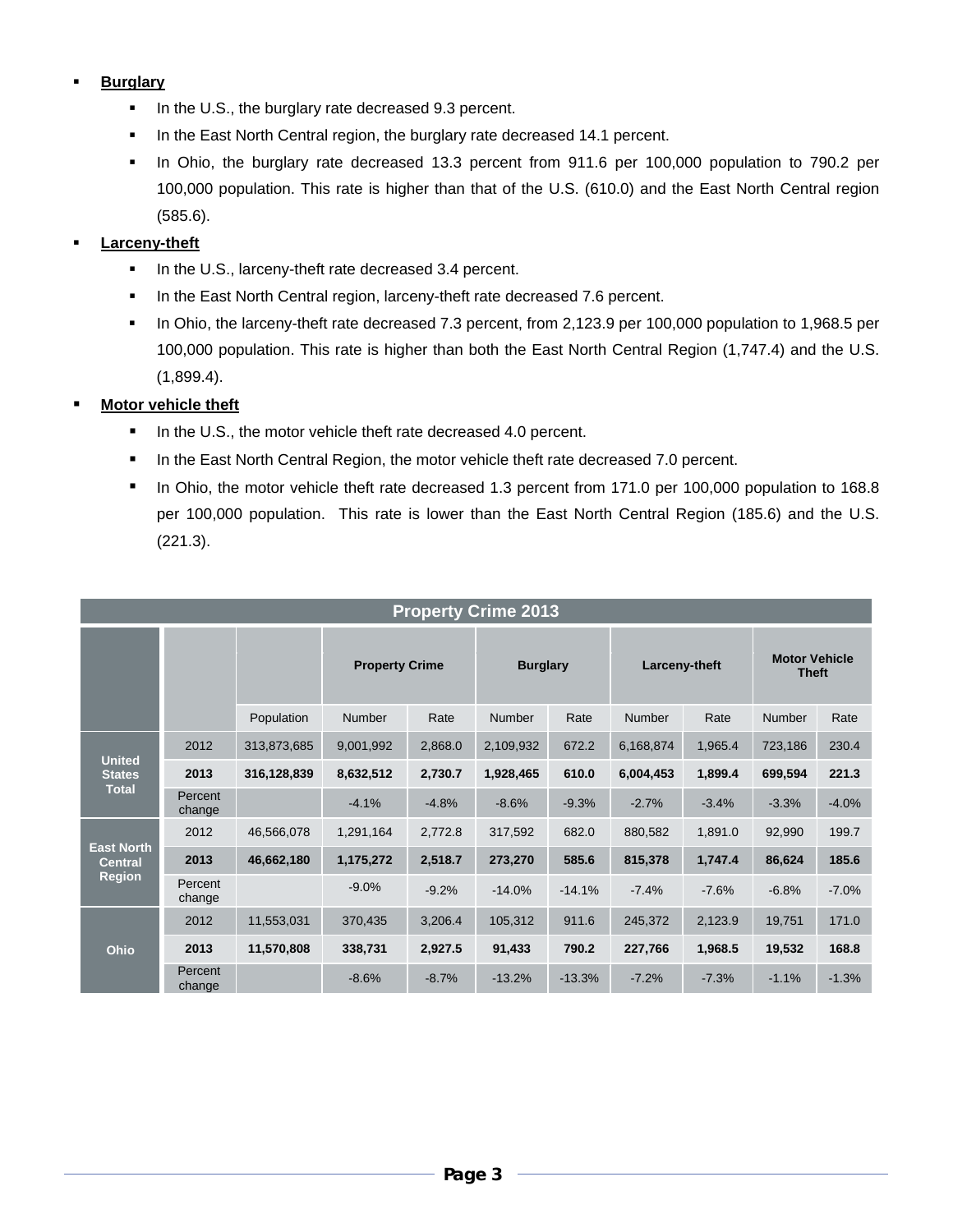- **Burglary**
  - In the U.S., the burglary rate decreased 9.3 percent.
  - In the East North Central region, the burglary rate decreased 14.1 percent.
  - In Ohio, the burglary rate decreased 13.3 percent from 911.6 per 100,000 population to 790.2 per 100,000 population. This rate is higher than that of the U.S. (610.0) and the East North Central region (585.6).
- **Larceny-theft**
  - In the U.S., larceny-theft rate decreased 3.4 percent.
  - In the East North Central region, larceny-theft rate decreased 7.6 percent.
  - In Ohio, the larceny-theft rate decreased 7.3 percent, from 2,123.9 per 100,000 population to 1,968.5 per 100,000 population. This rate is higher than both the East North Central Region (1,747.4) and the U.S. (1,899.4).
- **Motor vehicle theft**
  - In the U.S., the motor vehicle theft rate decreased 4.0 percent.
  - In the East North Central Region, the motor vehicle theft rate decreased 7.0 percent.
  - In Ohio, the motor vehicle theft rate decreased 1.3 percent from 171.0 per 100,000 population to 168.8 per 100,000 population. This rate is lower than the East North Central Region (185.6) and the U.S. (221.3).

**Property Crime 2013**

| | | | Property Crime | | Burglary | | Larceny-theft | | Motor Vehicle Theft | |
|---|---|---|---|---|---|---|---|---|---|---|
| | | Population | Number | Rate | Number | Rate | Number | Rate | Number | Rate |
| United States Total | 2012 | 313,873,685 | 9,001,992 | 2,868.0 | 2,109,932 | 672.2 | 6,168,874 | 1,965.4 | 723,186 | 230.4 |
| | **2013** | **316,128,839** | **8,632,512** | **2,730.7** | **1,928,465** | **610.0** | **6,004,453** | **1,899.4** | **699,594** | **221.3** |
| | Percent change | | -4.1% | -4.8% | -8.6% | -9.3% | -2.7% | -3.4% | -3.3% | -4.0% |
| East North Central Region | 2012 | 46,566,078 | 1,291,164 | 2,772.8 | 317,592 | 682.0 | 880,582 | 1,891.0 | 92,990 | 199.7 |
| | **2013** | **46,662,180** | **1,175,272** | **2,518.7** | **273,270** | **585.6** | **815,378** | **1,747.4** | **86,624** | **185.6** |
| | Percent change | | -9.0% | -9.2% | -14.0% | -14.1% | -7.4% | -7.6% | -6.8% | -7.0% |
| Ohio | 2012 | 11,553,031 | 370,435 | 3,206.4 | 105,312 | 911.6 | 245,372 | 2,123.9 | 19,751 | 171.0 |
| | **2013** | **11,570,808** | **338,731** | **2,927.5** | **91,433** | **790.2** | **227,766** | **1,968.5** | **19,532** | **168.8** |
| | Percent change | | -8.6% | -8.7% | -13.2% | -13.3% | -7.2% | -7.3% | -1.1% | -1.3% |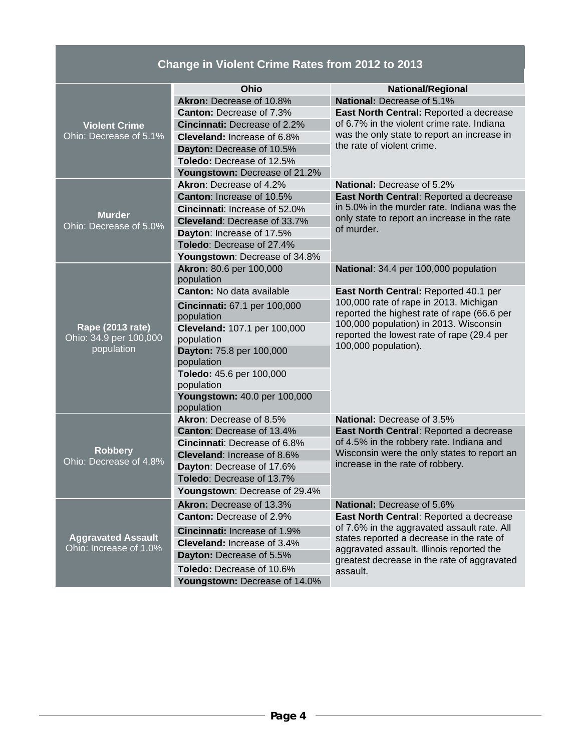## Change in Violent Crime Rates from 2012 to 2013

| | Ohio | National/Regional |
|---|---|---|
| **Violent Crime** Ohio: Decrease of 5.1% | **Akron:** Decrease of 10.8% | **National:** Decrease of 5.1% |
| | **Canton:** Decrease of 7.3% | **East North Central:** Reported a decrease of 6.7% in the violent crime rate. Indiana was the only state to report an increase in the rate of violent crime. |
| | **Cincinnati:** Decrease of 2.2% | |
| | **Cleveland:** Increase of 6.8% | |
| | **Dayton:** Decrease of 10.5% | |
| | **Toledo:** Decrease of 12.5% | |
| | **Youngstown:** Decrease of 21.2% | |
| **Murder** Ohio: Decrease of 5.0% | **Akron**: Decrease of 4.2% | **National:** Decrease of 5.2% |
| | **Canton**: Increase of 10.5% | **East North Central**: Reported a decrease in 5.0% in the murder rate. Indiana was the only state to report an increase in the rate of murder. |
| | **Cincinnati**: Increase of 52.0% | |
| | **Cleveland**: Decrease of 33.7% | |
| | **Dayton**: Increase of 17.5% | |
| | **Toledo**: Decrease of 27.4% | |
| | **Youngstown**: Decrease of 34.8% | |
| **Rape (2013 rate)** Ohio: 34.9 per 100,000 population | **Akron:** 80.6 per 100,000 population | **National**: 34.4 per 100,000 population |
| | **Canton:** No data available | **East North Central:** Reported 40.1 per 100,000 rate of rape in 2013. Michigan reported the highest rate of rape (66.6 per 100,000 population) in 2013. Wisconsin reported the lowest rate of rape (29.4 per 100,000 population). |
| | **Cincinnati:** 67.1 per 100,000 population | |
| | **Cleveland:** 107.1 per 100,000 population | |
| | **Dayton:** 75.8 per 100,000 population | |
| | **Toledo:** 45.6 per 100,000 population | |
| | **Youngstown:** 40.0 per 100,000 population | |
| **Robbery** Ohio: Decrease of 4.8% | **Akron**: Decrease of 8.5% | **National:** Decrease of 3.5% |
| | **Canton**: Decrease of 13.4% | **East North Central**: Reported a decrease of 4.5% in the robbery rate. Indiana and Wisconsin were the only states to report an increase in the rate of robbery. |
| | **Cincinnati**: Decrease of 6.8% | |
| | **Cleveland**: Increase of 8.6% | |
| | **Dayton**: Decrease of 17.6% | |
| | **Toledo**: Decrease of 13.7% | |
| | **Youngstown**: Decrease of 29.4% | |
| **Aggravated Assault** Ohio: Increase of 1.0% | **Akron:** Decrease of 13.3% | **National:** Decrease of 5.6% |
| | **Canton:** Decrease of 2.9% | **East North Central**: Reported a decrease of 7.6% in the aggravated assault rate. All states reported a decrease in the rate of aggravated assault. Illinois reported the greatest decrease in the rate of aggravated assault. |
| | **Cincinnati:** Increase of 1.9% | |
| | **Cleveland:** Increase of 3.4% | |
| | **Dayton:** Decrease of 5.5% | |
| | **Toledo:** Decrease of 10.6% | |
| | **Youngstown:** Decrease of 14.0% | |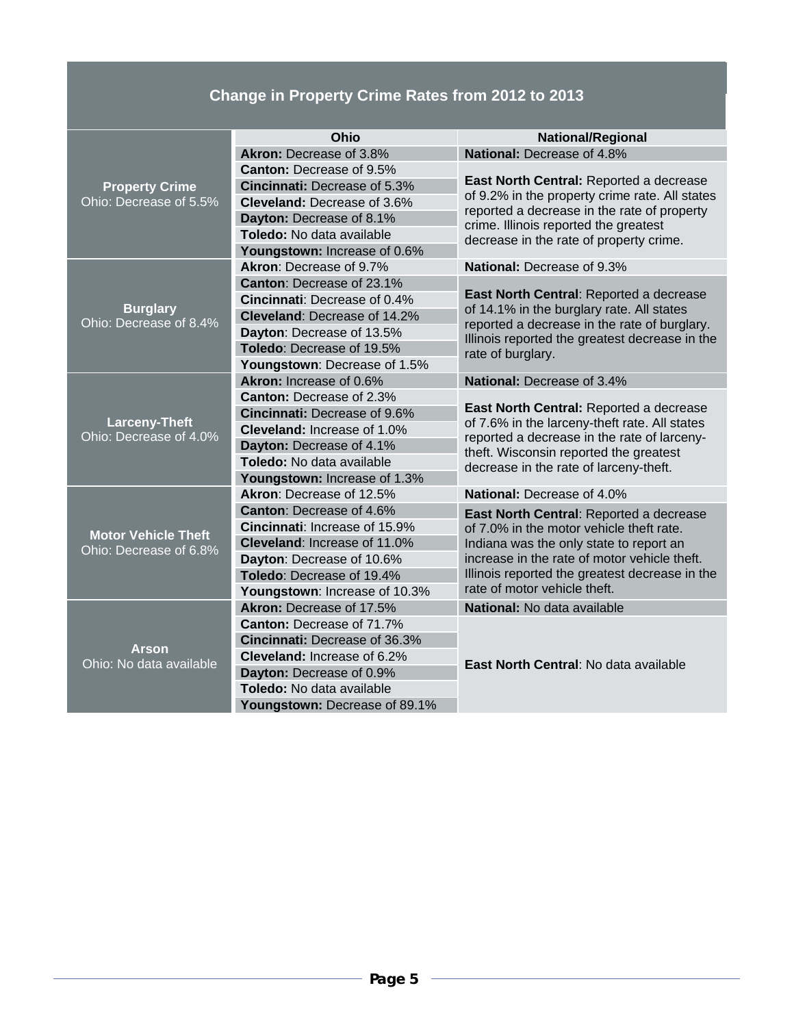## Change in Property Crime Rates from 2012 to 2013

| | Ohio | National/Regional |
|---|---|---|
| **Property Crime** Ohio: Decrease of 5.5% | **Akron:** Decrease of 3.8% | **National:** Decrease of 4.8% |
| | **Canton:** Decrease of 9.5% | **East North Central:** Reported a decrease of 9.2% in the property crime rate. All states reported a decrease in the rate of property crime. Illinois reported the greatest decrease in the rate of property crime. |
| | **Cincinnati:** Decrease of 5.3% | |
| | **Cleveland:** Decrease of 3.6% | |
| | **Dayton:** Decrease of 8.1% | |
| | **Toledo:** No data available | |
| | **Youngstown:** Increase of 0.6% | |
| **Burglary** Ohio: Decrease of 8.4% | **Akron**: Decrease of 9.7% | **National:** Decrease of 9.3% |
| | **Canton**: Decrease of 23.1% | **East North Central**: Reported a decrease of 14.1% in the burglary rate. All states reported a decrease in the rate of burglary. Illinois reported the greatest decrease in the rate of burglary. |
| | **Cincinnati**: Decrease of 0.4% | |
| | **Cleveland**: Decrease of 14.2% | |
| | **Dayton**: Decrease of 13.5% | |
| | **Toledo**: Decrease of 19.5% | |
| | **Youngstown**: Decrease of 1.5% | |
| **Larceny-Theft** Ohio: Decrease of 4.0% | **Akron:** Increase of 0.6% | **National:** Decrease of 3.4% |
| | **Canton:** Decrease of 2.3% | **East North Central:** Reported a decrease of 7.6% in the larceny-theft rate. All states reported a decrease in the rate of larceny-theft. Wisconsin reported the greatest decrease in the rate of larceny-theft. |
| | **Cincinnati:** Decrease of 9.6% | |
| | **Cleveland:** Increase of 1.0% | |
| | **Dayton:** Decrease of 4.1% | |
| | **Toledo:** No data available | |
| | **Youngstown:** Increase of 1.3% | |
| **Motor Vehicle Theft** Ohio: Decrease of 6.8% | **Akron**: Decrease of 12.5% | **National:** Decrease of 4.0% |
| | **Canton**: Decrease of 4.6% | **East North Central**: Reported a decrease of 7.0% in the motor vehicle theft rate. Indiana was the only state to report an increase in the rate of motor vehicle theft. Illinois reported the greatest decrease in the rate of motor vehicle theft. |
| | **Cincinnati**: Increase of 15.9% | |
| | **Cleveland**: Increase of 11.0% | |
| | **Dayton**: Decrease of 10.6% | |
| | **Toledo**: Decrease of 19.4% | |
| | **Youngstown**: Increase of 10.3% | |
| **Arson** Ohio: No data available | **Akron:** Decrease of 17.5% | **National:** No data available |
| | **Canton:** Decrease of 71.7% | **East North Central**: No data available |
| | **Cincinnati:** Decrease of 36.3% | |
| | **Cleveland:** Increase of 6.2% | |
| | **Dayton:** Decrease of 0.9% | |
| | **Toledo:** No data available | |
| | **Youngstown:** Decrease of 89.1% | |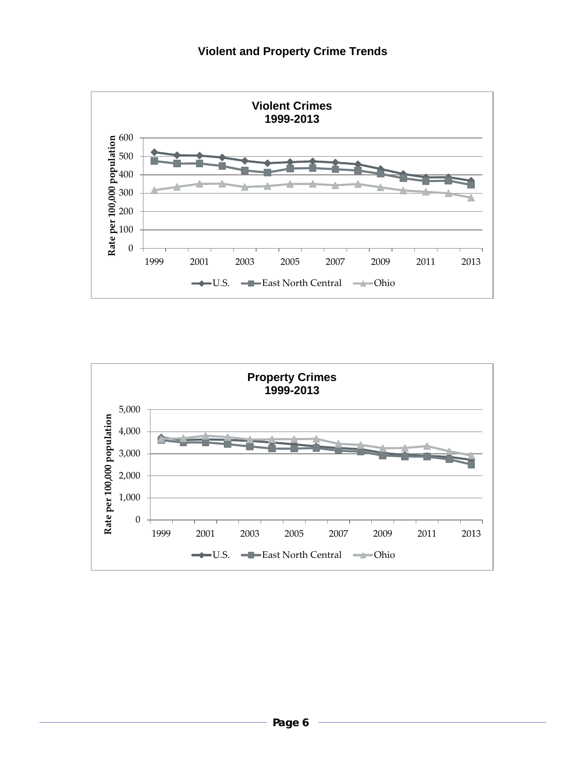## Violent and Property Crime Trends

**Violent Crimes**
**1999-2013**

Rate per 100,000 population

600
500
400
300
200
100
0

1999 2001 2003 2005 2007 2009 2011 2013

U.S. East North Central Ohio

**Property Crimes**
**1999-2013**

Rate per 100,000 population

5,000
4,000
3,000
2,000
1,000
0

1999 2001 2003 2005 2007 2009 2011 2013

U.S. East North Central Ohio